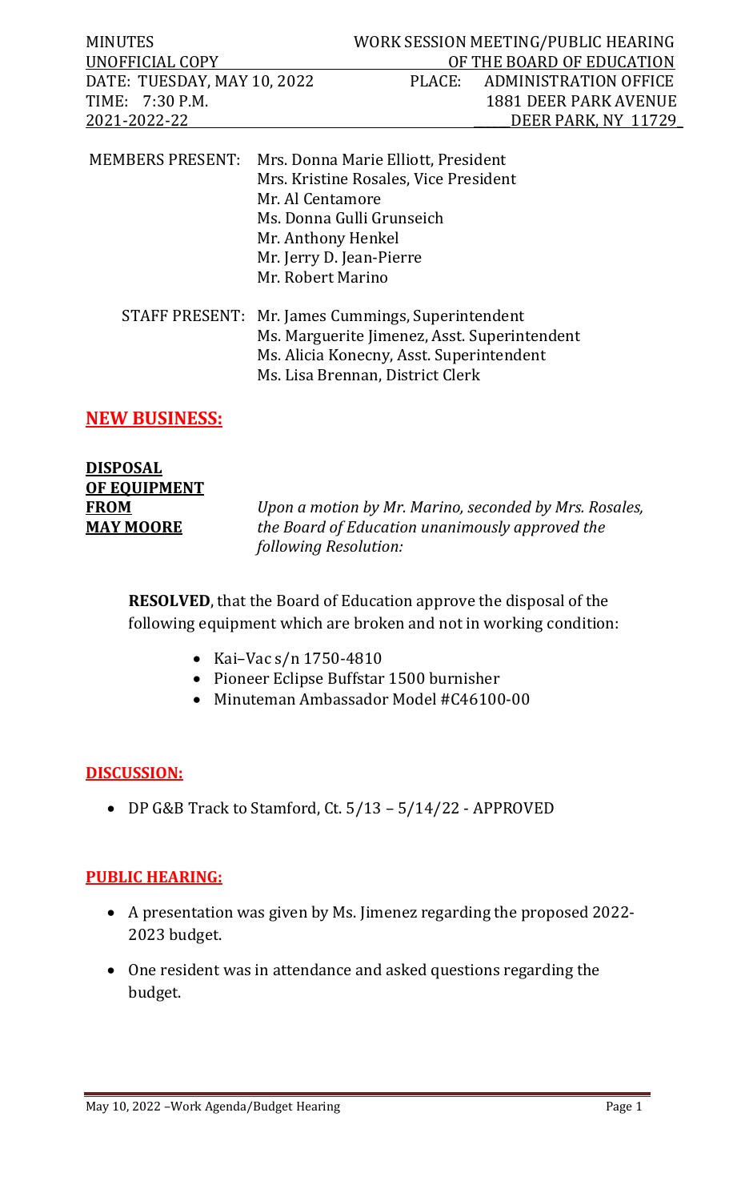| MINUTES | WORK SESSION MEETING/PUBLIC HEARING |
|---|---|
| UNOFFICIAL COPY | OF THE BOARD OF EDUCATION |
| DATE: TUESDAY, MAY 10, 2022 | PLACE: ADMINISTRATION OFFICE |
| TIME: 7:30 P.M. | 1881 DEER PARK AVENUE |
| 2021-2022-22 | DEER PARK, NY 11729 |

MEMBERS PRESENT: Mrs. Donna Marie Elliott, President
Mrs. Kristine Rosales, Vice President
Mr. Al Centamore
Ms. Donna Gulli Grunseich
Mr. Anthony Henkel
Mr. Jerry D. Jean-Pierre
Mr. Robert Marino

STAFF PRESENT: Mr. James Cummings, Superintendent
Ms. Marguerite Jimenez, Asst. Superintendent
Ms. Alicia Konecny, Asst. Superintendent
Ms. Lisa Brennan, District Clerk

## NEW BUSINESS:

**DISPOSAL OF EQUIPMENT FROM MAY MOORE**

*Upon a motion by Mr. Marino, seconded by Mrs. Rosales, the Board of Education unanimously approved the following Resolution:*

**RESOLVED**, that the Board of Education approve the disposal of the following equipment which are broken and not in working condition:

- Kai–Vac s/n 1750-4810
- Pioneer Eclipse Buffstar 1500 burnisher
- Minuteman Ambassador Model #C46100-00

## DISCUSSION:

- DP G&B Track to Stamford, Ct. 5/13 – 5/14/22 - APPROVED

## PUBLIC HEARING:

- A presentation was given by Ms. Jimenez regarding the proposed 2022-2023 budget.
- One resident was in attendance and asked questions regarding the budget.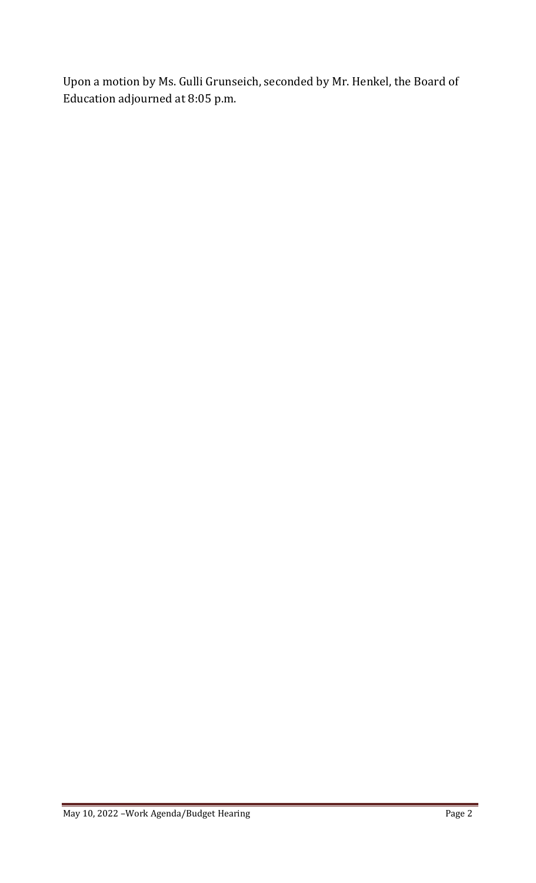Upon a motion by Ms. Gulli Grunseich, seconded by Mr. Henkel, the Board of Education adjourned at 8:05 p.m.